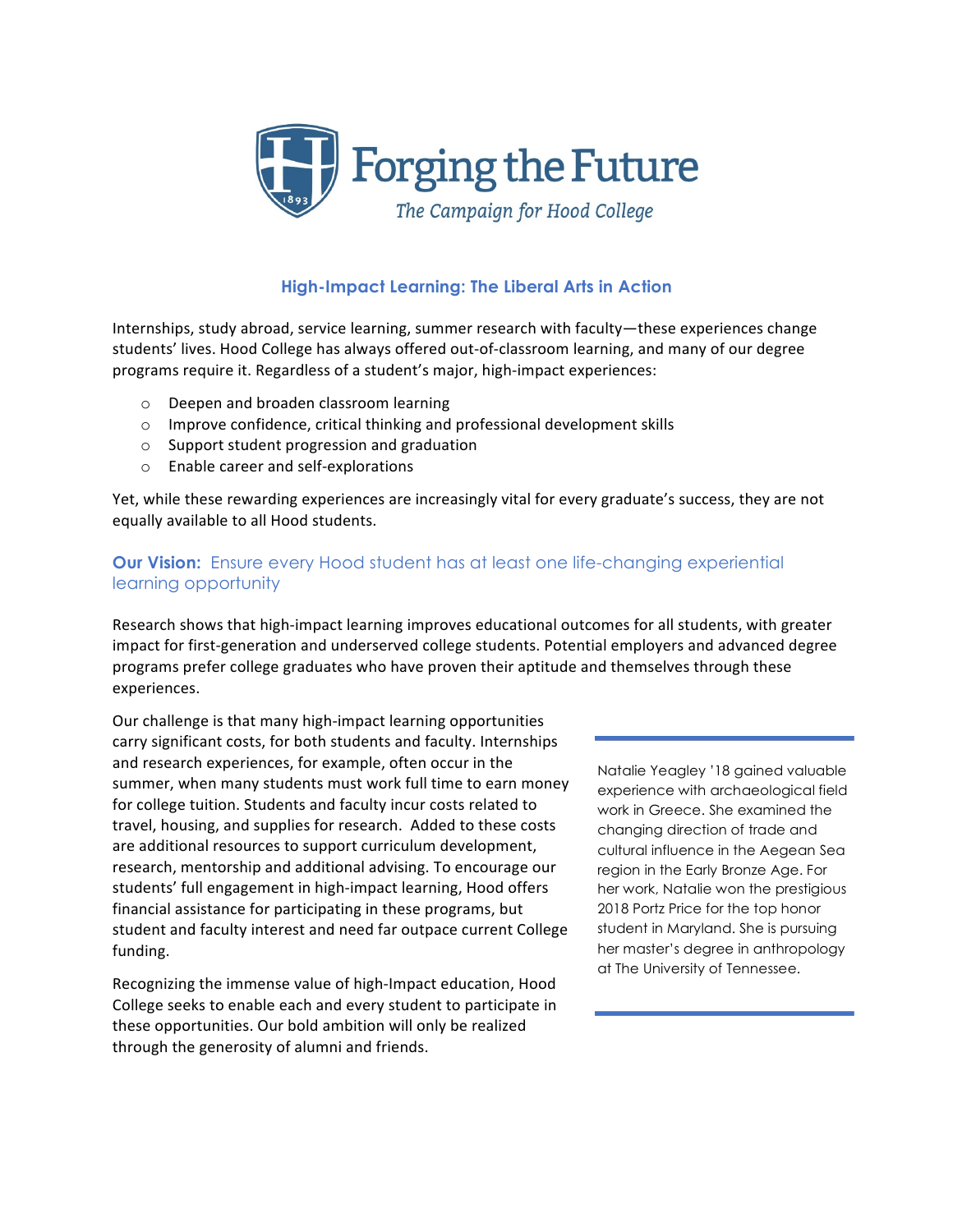# Forging the Future

*The Campaign for Hood College*

## High-Impact Learning: The Liberal Arts in Action

Internships, study abroad, service learning, summer research with faculty—these experiences change students' lives. Hood College has always offered out-of-classroom learning, and many of our degree programs require it. Regardless of a student's major, high-impact experiences:

- Deepen and broaden classroom learning
- Improve confidence, critical thinking and professional development skills
- Support student progression and graduation
- Enable career and self-explorations

Yet, while these rewarding experiences are increasingly vital for every graduate's success, they are not equally available to all Hood students.

### **Our Vision:** Ensure every Hood student has at least one life-changing experiential learning opportunity

Research shows that high-impact learning improves educational outcomes for all students, with greater impact for first-generation and underserved college students. Potential employers and advanced degree programs prefer college graduates who have proven their aptitude and themselves through these experiences.

Our challenge is that many high-impact learning opportunities carry significant costs, for both students and faculty. Internships and research experiences, for example, often occur in the summer, when many students must work full time to earn money for college tuition. Students and faculty incur costs related to travel, housing, and supplies for research. Added to these costs are additional resources to support curriculum development, research, mentorship and additional advising. To encourage our students' full engagement in high-impact learning, Hood offers financial assistance for participating in these programs, but student and faculty interest and need far outpace current College funding.

Recognizing the immense value of high-Impact education, Hood College seeks to enable each and every student to participate in these opportunities. Our bold ambition will only be realized through the generosity of alumni and friends.

---

Natalie Yeagley '18 gained valuable experience with archaeological field work in Greece. She examined the changing direction of trade and cultural influence in the Aegean Sea region in the Early Bronze Age. For her work, Natalie won the prestigious 2018 Portz Price for the top honor student in Maryland. She is pursuing her master's degree in anthropology at The University of Tennessee.

---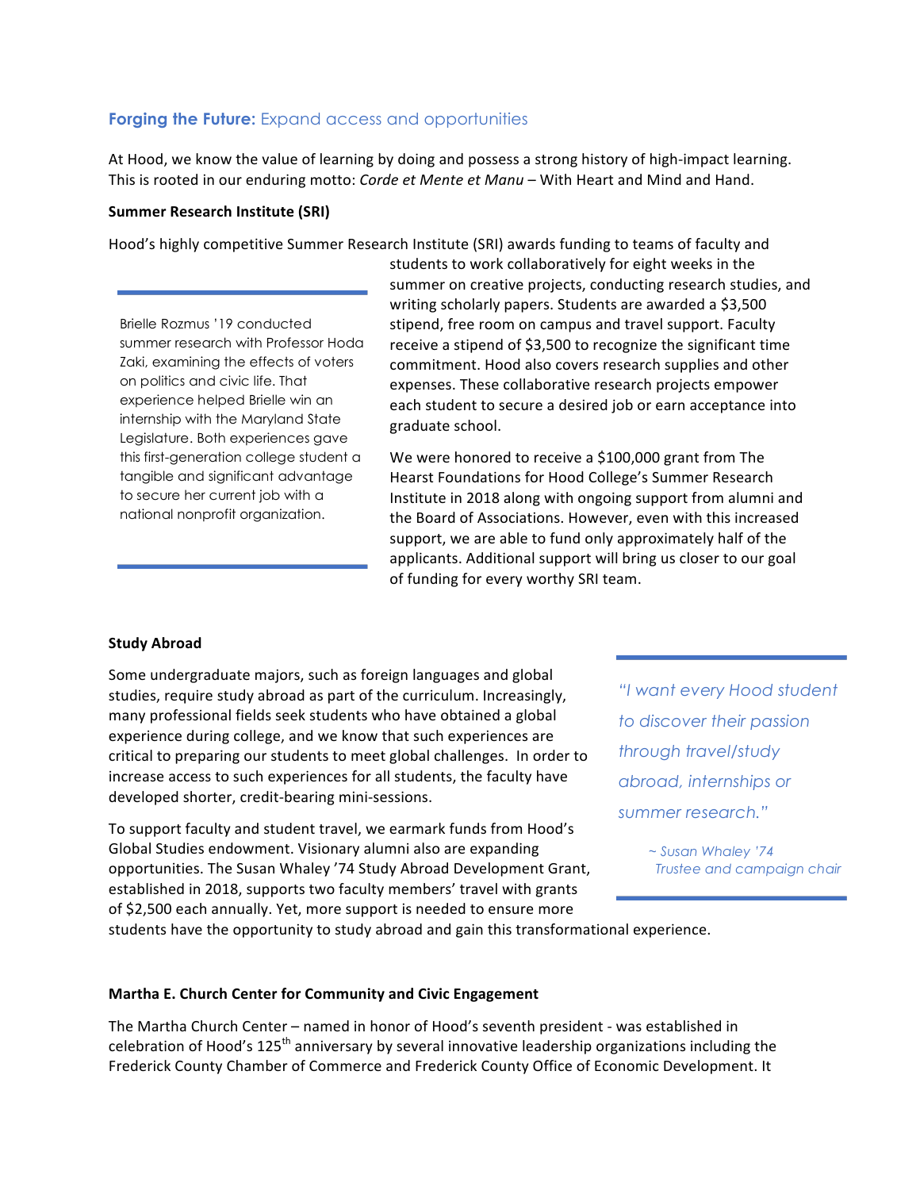## **Forging the Future:** Expand access and opportunities

At Hood, we know the value of learning by doing and possess a strong history of high-impact learning. This is rooted in our enduring motto: *Corde et Mente et Manu* – With Heart and Mind and Hand.

### Summer Research Institute (SRI)

Hood's highly competitive Summer Research Institute (SRI) awards funding to teams of faculty and students to work collaboratively for eight weeks in the summer on creative projects, conducting research studies, and writing scholarly papers. Students are awarded a $3,500 stipend, free room on campus and travel support. Faculty receive a stipend of $3,500 to recognize the significant time commitment. Hood also covers research supplies and other expenses. These collaborative research projects empower each student to secure a desired job or earn acceptance into graduate school.

> Brielle Rozmus '19 conducted summer research with Professor Hoda Zaki, examining the effects of voters on politics and civic life. That experience helped Brielle win an internship with the Maryland State Legislature. Both experiences gave this first-generation college student a tangible and significant advantage to secure her current job with a national nonprofit organization.

We were honored to receive a $100,000 grant from The Hearst Foundations for Hood College's Summer Research Institute in 2018 along with ongoing support from alumni and the Board of Associations. However, even with this increased support, we are able to fund only approximately half of the applicants. Additional support will bring us closer to our goal of funding for every worthy SRI team.

### Study Abroad

Some undergraduate majors, such as foreign languages and global studies, require study abroad as part of the curriculum. Increasingly, many professional fields seek students who have obtained a global experience during college, and we know that such experiences are critical to preparing our students to meet global challenges. In order to increase access to such experiences for all students, the faculty have developed shorter, credit-bearing mini-sessions.

> *"I want every Hood student to discover their passion through travel/study abroad, internships or summer research."*
>
> *~ Susan Whaley '74*
> *Trustee and campaign chair*

To support faculty and student travel, we earmark funds from Hood's Global Studies endowment. Visionary alumni also are expanding opportunities. The Susan Whaley '74 Study Abroad Development Grant, established in 2018, supports two faculty members' travel with grants of $2,500 each annually. Yet, more support is needed to ensure more students have the opportunity to study abroad and gain this transformational experience.

### Martha E. Church Center for Community and Civic Engagement

The Martha Church Center – named in honor of Hood's seventh president - was established in celebration of Hood's 125th anniversary by several innovative leadership organizations including the Frederick County Chamber of Commerce and Frederick County Office of Economic Development. It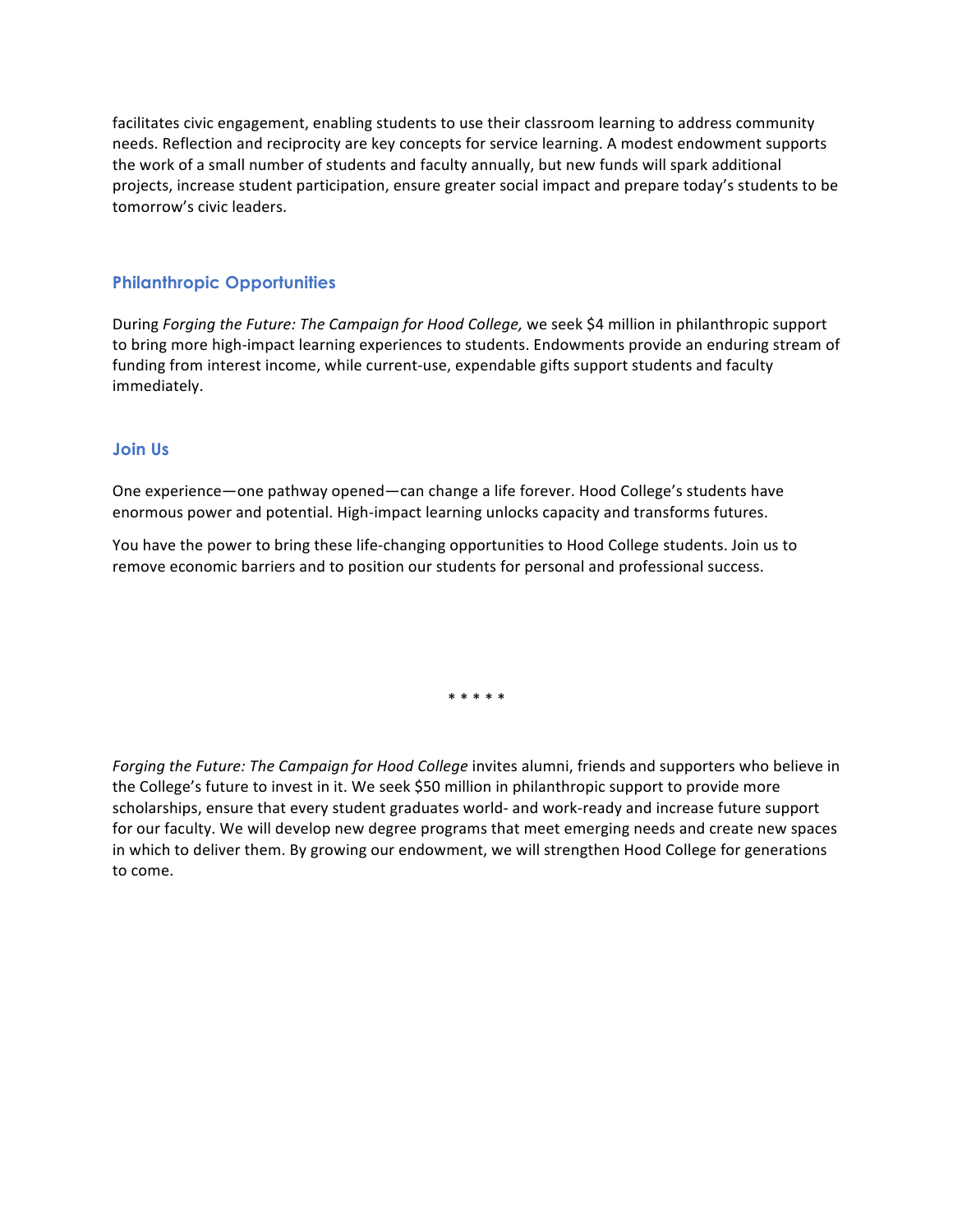facilitates civic engagement, enabling students to use their classroom learning to address community needs. Reflection and reciprocity are key concepts for service learning. A modest endowment supports the work of a small number of students and faculty annually, but new funds will spark additional projects, increase student participation, ensure greater social impact and prepare today's students to be tomorrow's civic leaders.

## Philanthropic Opportunities

During *Forging the Future: The Campaign for Hood College,* we seek $4 million in philanthropic support to bring more high-impact learning experiences to students. Endowments provide an enduring stream of funding from interest income, while current-use, expendable gifts support students and faculty immediately.

## Join Us

One experience—one pathway opened—can change a life forever. Hood College's students have enormous power and potential. High-impact learning unlocks capacity and transforms futures.

You have the power to bring these life-changing opportunities to Hood College students. Join us to remove economic barriers and to position our students for personal and professional success.

\* \* \* \* \*

*Forging the Future: The Campaign for Hood College* invites alumni, friends and supporters who believe in the College's future to invest in it. We seek $50 million in philanthropic support to provide more scholarships, ensure that every student graduates world- and work-ready and increase future support for our faculty. We will develop new degree programs that meet emerging needs and create new spaces in which to deliver them. By growing our endowment, we will strengthen Hood College for generations to come.